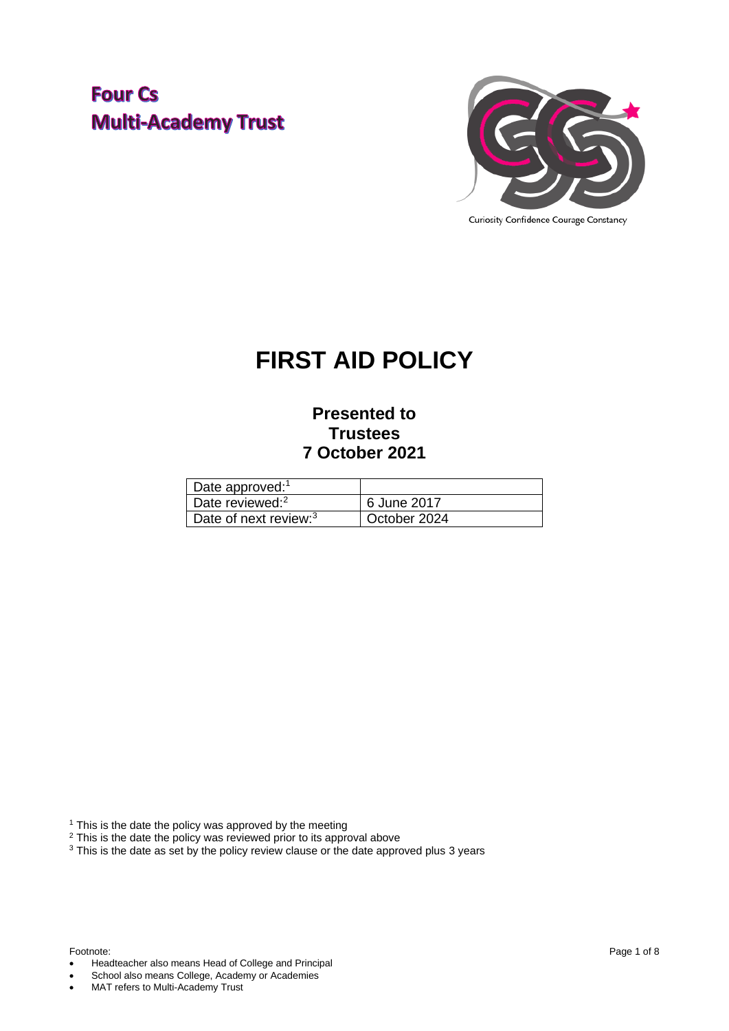**Four Cs Multi-Academy Trust**

Curiosity Confidence Courage Constancy

# FIRST AID POLICY

## Presented to Trustees 7 October 2021

| Date approved:[1] | |
|---|---|
| Date reviewed:[2] | 6 June 2017 |
| Date of next review:[3] | October 2024 |

[1] This is the date the policy was approved by the meeting
[2] This is the date the policy was reviewed prior to its approval above
[3] This is the date as set by the policy review clause or the date approved plus 3 years

Footnote:

- Headteacher also means Head of College and Principal
- School also means College, Academy or Academies
- MAT refers to Multi-Academy Trust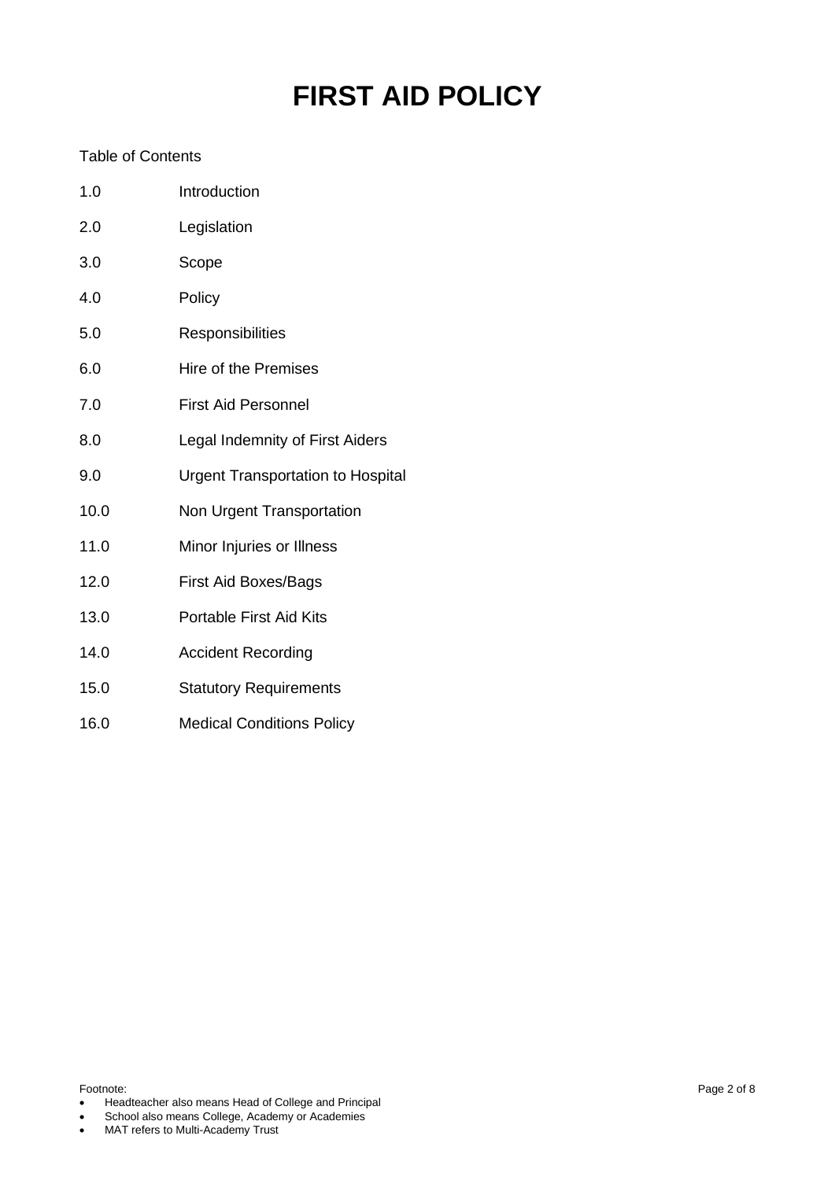# FIRST AID POLICY

Table of Contents

| | |
|---|---|
| 1.0 | Introduction |
| 2.0 | Legislation |
| 3.0 | Scope |
| 4.0 | Policy |
| 5.0 | Responsibilities |
| 6.0 | Hire of the Premises |
| 7.0 | First Aid Personnel |
| 8.0 | Legal Indemnity of First Aiders |
| 9.0 | Urgent Transportation to Hospital |
| 10.0 | Non Urgent Transportation |
| 11.0 | Minor Injuries or Illness |
| 12.0 | First Aid Boxes/Bags |
| 13.0 | Portable First Aid Kits |
| 14.0 | Accident Recording |
| 15.0 | Statutory Requirements |
| 16.0 | Medical Conditions Policy |

Footnote:

- Headteacher also means Head of College and Principal
- School also means College, Academy or Academies
- MAT refers to Multi-Academy Trust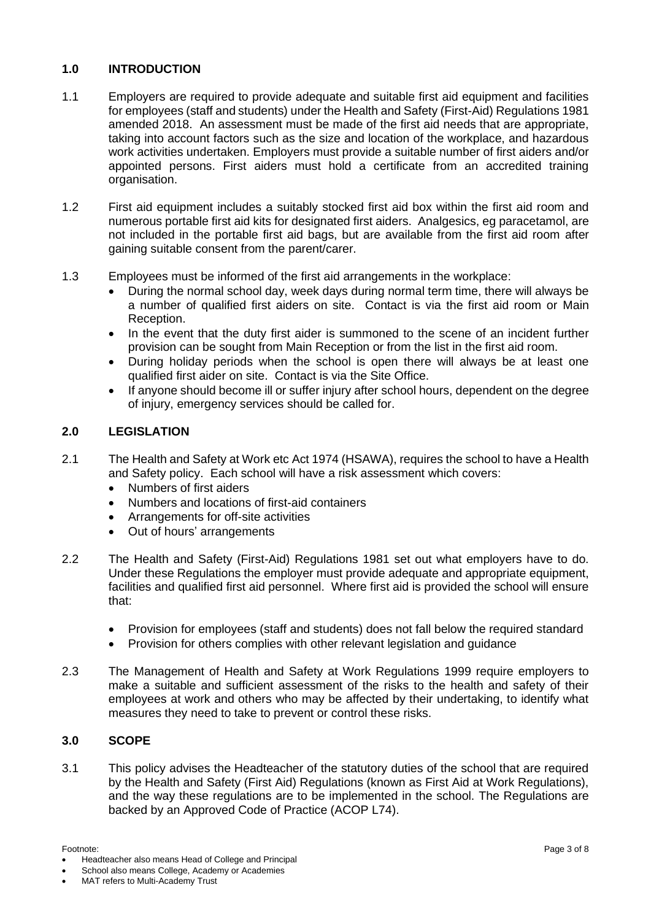## 1.0 INTRODUCTION

1.1 Employers are required to provide adequate and suitable first aid equipment and facilities for employees (staff and students) under the Health and Safety (First-Aid) Regulations 1981 amended 2018. An assessment must be made of the first aid needs that are appropriate, taking into account factors such as the size and location of the workplace, and hazardous work activities undertaken. Employers must provide a suitable number of first aiders and/or appointed persons. First aiders must hold a certificate from an accredited training organisation.

1.2 First aid equipment includes a suitably stocked first aid box within the first aid room and numerous portable first aid kits for designated first aiders. Analgesics, eg paracetamol, are not included in the portable first aid bags, but are available from the first aid room after gaining suitable consent from the parent/carer.

1.3 Employees must be informed of the first aid arrangements in the workplace:

- During the normal school day, week days during normal term time, there will always be a number of qualified first aiders on site. Contact is via the first aid room or Main Reception.
- In the event that the duty first aider is summoned to the scene of an incident further provision can be sought from Main Reception or from the list in the first aid room.
- During holiday periods when the school is open there will always be at least one qualified first aider on site. Contact is via the Site Office.
- If anyone should become ill or suffer injury after school hours, dependent on the degree of injury, emergency services should be called for.

## 2.0 LEGISLATION

2.1 The Health and Safety at Work etc Act 1974 (HSAWA), requires the school to have a Health and Safety policy. Each school will have a risk assessment which covers:

- Numbers of first aiders
- Numbers and locations of first-aid containers
- Arrangements for off-site activities
- Out of hours' arrangements

2.2 The Health and Safety (First-Aid) Regulations 1981 set out what employers have to do. Under these Regulations the employer must provide adequate and appropriate equipment, facilities and qualified first aid personnel. Where first aid is provided the school will ensure that:

- Provision for employees (staff and students) does not fall below the required standard
- Provision for others complies with other relevant legislation and guidance

2.3 The Management of Health and Safety at Work Regulations 1999 require employers to make a suitable and sufficient assessment of the risks to the health and safety of their employees at work and others who may be affected by their undertaking, to identify what measures they need to take to prevent or control these risks.

## 3.0 SCOPE

3.1 This policy advises the Headteacher of the statutory duties of the school that are required by the Health and Safety (First Aid) Regulations (known as First Aid at Work Regulations), and the way these regulations are to be implemented in the school. The Regulations are backed by an Approved Code of Practice (ACOP L74).

Footnote:

- Headteacher also means Head of College and Principal
- School also means College, Academy or Academies
- MAT refers to Multi-Academy Trust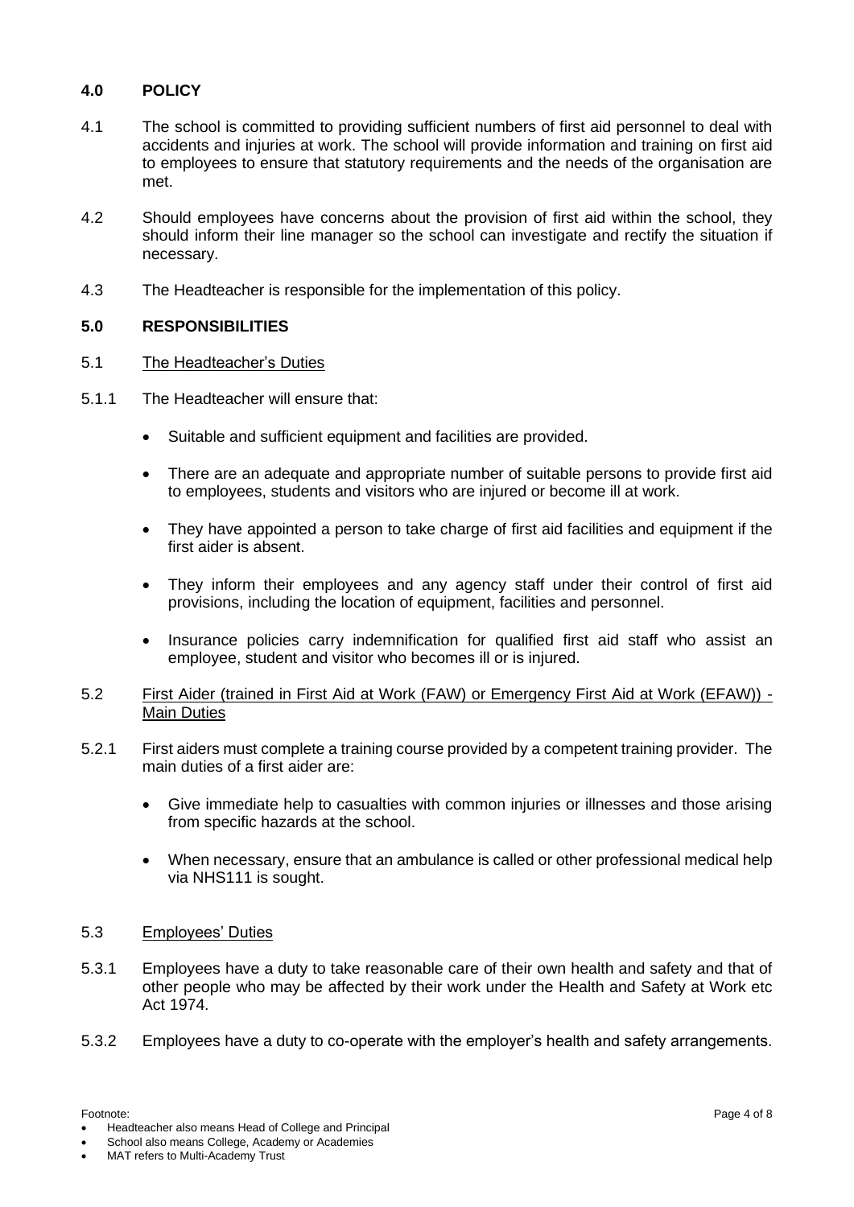## 4.0 POLICY

4.1 The school is committed to providing sufficient numbers of first aid personnel to deal with accidents and injuries at work. The school will provide information and training on first aid to employees to ensure that statutory requirements and the needs of the organisation are met.

4.2 Should employees have concerns about the provision of first aid within the school, they should inform their line manager so the school can investigate and rectify the situation if necessary.

4.3 The Headteacher is responsible for the implementation of this policy.

## 5.0 RESPONSIBILITIES

5.1 <u>The Headteacher's Duties</u>

5.1.1 The Headteacher will ensure that:

- Suitable and sufficient equipment and facilities are provided.
- There are an adequate and appropriate number of suitable persons to provide first aid to employees, students and visitors who are injured or become ill at work.
- They have appointed a person to take charge of first aid facilities and equipment if the first aider is absent.
- They inform their employees and any agency staff under their control of first aid provisions, including the location of equipment, facilities and personnel.
- Insurance policies carry indemnification for qualified first aid staff who assist an employee, student and visitor who becomes ill or is injured.

5.2 <u>First Aider (trained in First Aid at Work (FAW) or Emergency First Aid at Work (EFAW)) - Main Duties</u>

5.2.1 First aiders must complete a training course provided by a competent training provider. The main duties of a first aider are:

- Give immediate help to casualties with common injuries or illnesses and those arising from specific hazards at the school.
- When necessary, ensure that an ambulance is called or other professional medical help via NHS111 is sought.

5.3 <u>Employees' Duties</u>

5.3.1 Employees have a duty to take reasonable care of their own health and safety and that of other people who may be affected by their work under the Health and Safety at Work etc Act 1974.

5.3.2 Employees have a duty to co-operate with the employer's health and safety arrangements.

Footnote:

- Headteacher also means Head of College and Principal
- School also means College, Academy or Academies
- MAT refers to Multi-Academy Trust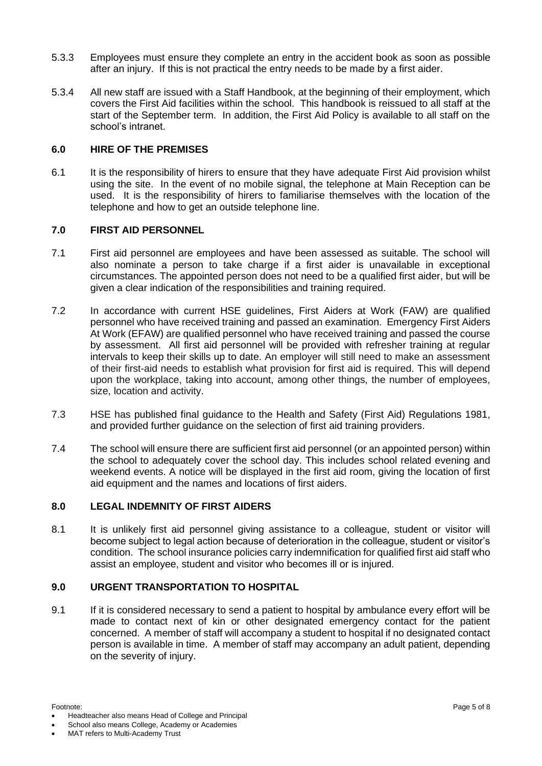5.3.3 Employees must ensure they complete an entry in the accident book as soon as possible after an injury. If this is not practical the entry needs to be made by a first aider.

5.3.4 All new staff are issued with a Staff Handbook, at the beginning of their employment, which covers the First Aid facilities within the school. This handbook is reissued to all staff at the start of the September term. In addition, the First Aid Policy is available to all staff on the school's intranet.

## 6.0 HIRE OF THE PREMISES

6.1 It is the responsibility of hirers to ensure that they have adequate First Aid provision whilst using the site. In the event of no mobile signal, the telephone at Main Reception can be used. It is the responsibility of hirers to familiarise themselves with the location of the telephone and how to get an outside telephone line.

## 7.0 FIRST AID PERSONNEL

7.1 First aid personnel are employees and have been assessed as suitable. The school will also nominate a person to take charge if a first aider is unavailable in exceptional circumstances. The appointed person does not need to be a qualified first aider, but will be given a clear indication of the responsibilities and training required.

7.2 In accordance with current HSE guidelines, First Aiders at Work (FAW) are qualified personnel who have received training and passed an examination. Emergency First Aiders At Work (EFAW) are qualified personnel who have received training and passed the course by assessment. All first aid personnel will be provided with refresher training at regular intervals to keep their skills up to date. An employer will still need to make an assessment of their first-aid needs to establish what provision for first aid is required. This will depend upon the workplace, taking into account, among other things, the number of employees, size, location and activity.

7.3 HSE has published final guidance to the Health and Safety (First Aid) Regulations 1981, and provided further guidance on the selection of first aid training providers.

7.4 The school will ensure there are sufficient first aid personnel (or an appointed person) within the school to adequately cover the school day. This includes school related evening and weekend events. A notice will be displayed in the first aid room, giving the location of first aid equipment and the names and locations of first aiders.

## 8.0 LEGAL INDEMNITY OF FIRST AIDERS

8.1 It is unlikely first aid personnel giving assistance to a colleague, student or visitor will become subject to legal action because of deterioration in the colleague, student or visitor's condition. The school insurance policies carry indemnification for qualified first aid staff who assist an employee, student and visitor who becomes ill or is injured.

## 9.0 URGENT TRANSPORTATION TO HOSPITAL

9.1 If it is considered necessary to send a patient to hospital by ambulance every effort will be made to contact next of kin or other designated emergency contact for the patient concerned. A member of staff will accompany a student to hospital if no designated contact person is available in time. A member of staff may accompany an adult patient, depending on the severity of injury.

Footnote:

- Headteacher also means Head of College and Principal
- School also means College, Academy or Academies
- MAT refers to Multi-Academy Trust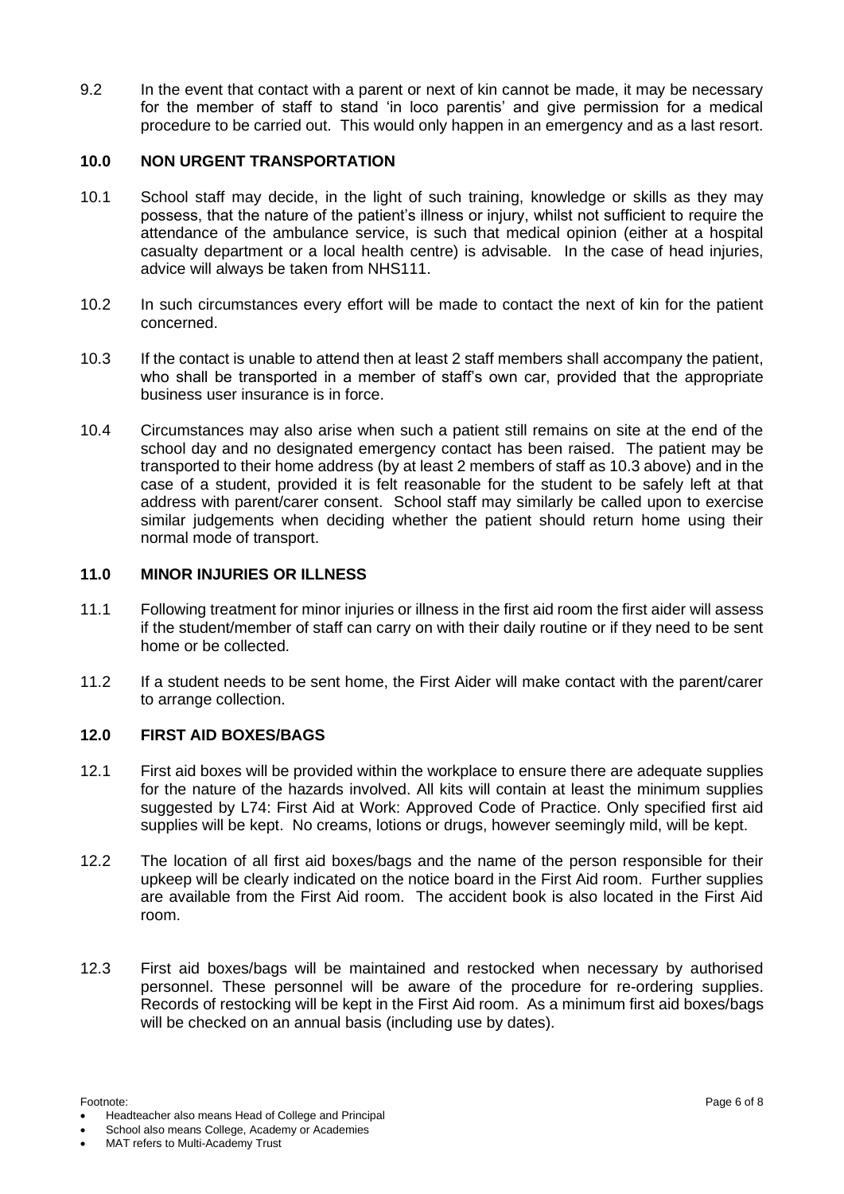9.2 In the event that contact with a parent or next of kin cannot be made, it may be necessary for the member of staff to stand 'in loco parentis' and give permission for a medical procedure to be carried out. This would only happen in an emergency and as a last resort.

## 10.0 NON URGENT TRANSPORTATION

10.1 School staff may decide, in the light of such training, knowledge or skills as they may possess, that the nature of the patient's illness or injury, whilst not sufficient to require the attendance of the ambulance service, is such that medical opinion (either at a hospital casualty department or a local health centre) is advisable. In the case of head injuries, advice will always be taken from NHS111.

10.2 In such circumstances every effort will be made to contact the next of kin for the patient concerned.

10.3 If the contact is unable to attend then at least 2 staff members shall accompany the patient, who shall be transported in a member of staff's own car, provided that the appropriate business user insurance is in force.

10.4 Circumstances may also arise when such a patient still remains on site at the end of the school day and no designated emergency contact has been raised. The patient may be transported to their home address (by at least 2 members of staff as 10.3 above) and in the case of a student, provided it is felt reasonable for the student to be safely left at that address with parent/carer consent. School staff may similarly be called upon to exercise similar judgements when deciding whether the patient should return home using their normal mode of transport.

## 11.0 MINOR INJURIES OR ILLNESS

11.1 Following treatment for minor injuries or illness in the first aid room the first aider will assess if the student/member of staff can carry on with their daily routine or if they need to be sent home or be collected.

11.2 If a student needs to be sent home, the First Aider will make contact with the parent/carer to arrange collection.

## 12.0 FIRST AID BOXES/BAGS

12.1 First aid boxes will be provided within the workplace to ensure there are adequate supplies for the nature of the hazards involved. All kits will contain at least the minimum supplies suggested by L74: First Aid at Work: Approved Code of Practice. Only specified first aid supplies will be kept. No creams, lotions or drugs, however seemingly mild, will be kept.

12.2 The location of all first aid boxes/bags and the name of the person responsible for their upkeep will be clearly indicated on the notice board in the First Aid room. Further supplies are available from the First Aid room. The accident book is also located in the First Aid room.

12.3 First aid boxes/bags will be maintained and restocked when necessary by authorised personnel. These personnel will be aware of the procedure for re-ordering supplies. Records of restocking will be kept in the First Aid room. As a minimum first aid boxes/bags will be checked on an annual basis (including use by dates).

Footnote:

- Headteacher also means Head of College and Principal
- School also means College, Academy or Academies
- MAT refers to Multi-Academy Trust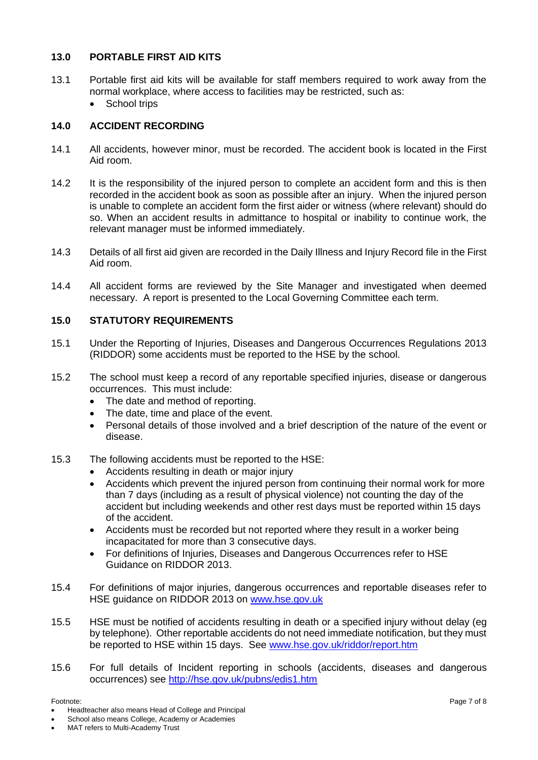## 13.0 PORTABLE FIRST AID KITS

13.1 Portable first aid kits will be available for staff members required to work away from the normal workplace, where access to facilities may be restricted, such as:

- School trips

## 14.0 ACCIDENT RECORDING

14.1 All accidents, however minor, must be recorded. The accident book is located in the First Aid room.

14.2 It is the responsibility of the injured person to complete an accident form and this is then recorded in the accident book as soon as possible after an injury. When the injured person is unable to complete an accident form the first aider or witness (where relevant) should do so. When an accident results in admittance to hospital or inability to continue work, the relevant manager must be informed immediately.

14.3 Details of all first aid given are recorded in the Daily Illness and Injury Record file in the First Aid room.

14.4 All accident forms are reviewed by the Site Manager and investigated when deemed necessary. A report is presented to the Local Governing Committee each term.

## 15.0 STATUTORY REQUIREMENTS

15.1 Under the Reporting of Injuries, Diseases and Dangerous Occurrences Regulations 2013 (RIDDOR) some accidents must be reported to the HSE by the school.

15.2 The school must keep a record of any reportable specified injuries, disease or dangerous occurrences. This must include:

- The date and method of reporting.
- The date, time and place of the event.
- Personal details of those involved and a brief description of the nature of the event or disease.

15.3 The following accidents must be reported to the HSE:

- Accidents resulting in death or major injury
- Accidents which prevent the injured person from continuing their normal work for more than 7 days (including as a result of physical violence) not counting the day of the accident but including weekends and other rest days must be reported within 15 days of the accident.
- Accidents must be recorded but not reported where they result in a worker being incapacitated for more than 3 consecutive days.
- For definitions of Injuries, Diseases and Dangerous Occurrences refer to HSE Guidance on RIDDOR 2013.

15.4 For definitions of major injuries, dangerous occurrences and reportable diseases refer to HSE guidance on RIDDOR 2013 on [www.hse.gov.uk](http://www.hse.gov.uk)

15.5 HSE must be notified of accidents resulting in death or a specified injury without delay (eg by telephone). Other reportable accidents do not need immediate notification, but they must be reported to HSE within 15 days. See [www.hse.gov.uk/riddor/report.htm](http://www.hse.gov.uk/riddor/report.htm)

15.6 For full details of Incident reporting in schools (accidents, diseases and dangerous occurrences) see [http://hse.gov.uk/pubns/edis1.htm](http://hse.gov.uk/pubns/edis1.htm)

Footnote:

- Headteacher also means Head of College and Principal
- School also means College, Academy or Academies
- MAT refers to Multi-Academy Trust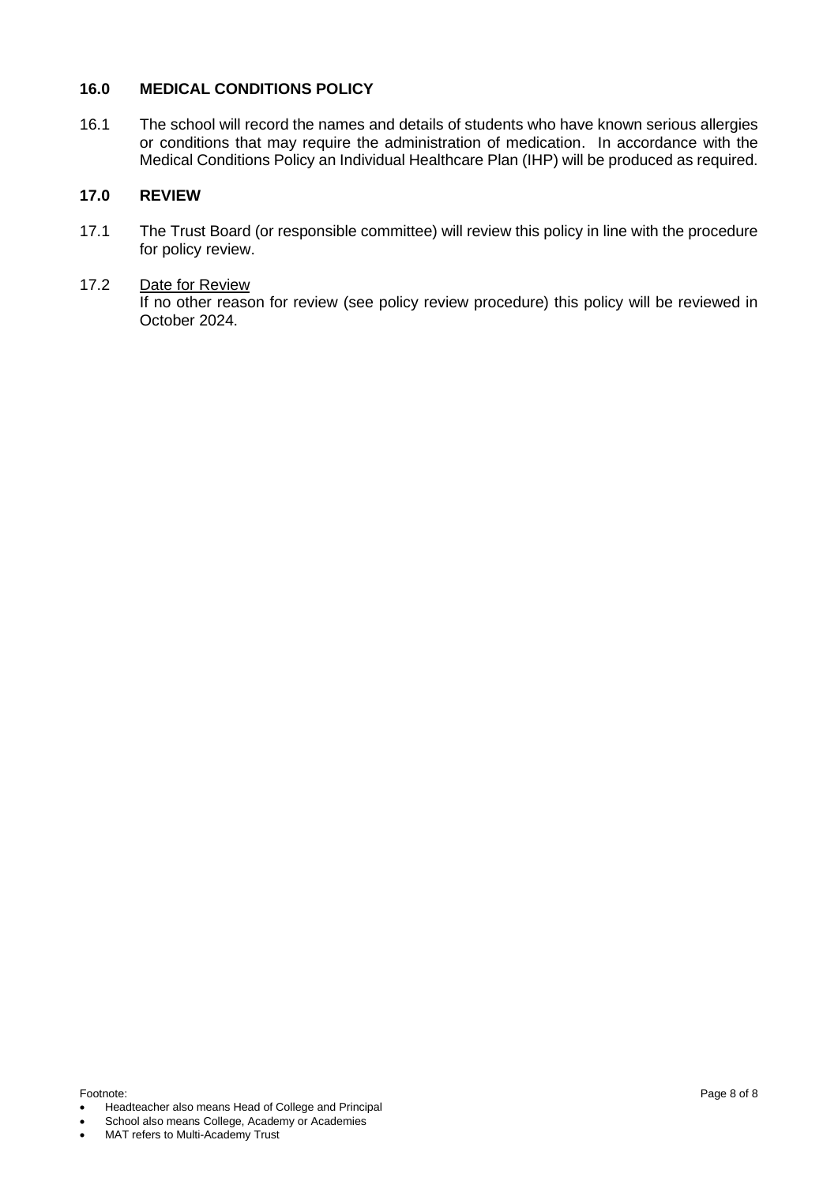## 16.0 MEDICAL CONDITIONS POLICY

16.1 The school will record the names and details of students who have known serious allergies or conditions that may require the administration of medication. In accordance with the Medical Conditions Policy an Individual Healthcare Plan (IHP) will be produced as required.

## 17.0 REVIEW

17.1 The Trust Board (or responsible committee) will review this policy in line with the procedure for policy review.

17.2 <u>Date for Review</u>
If no other reason for review (see policy review procedure) this policy will be reviewed in October 2024.